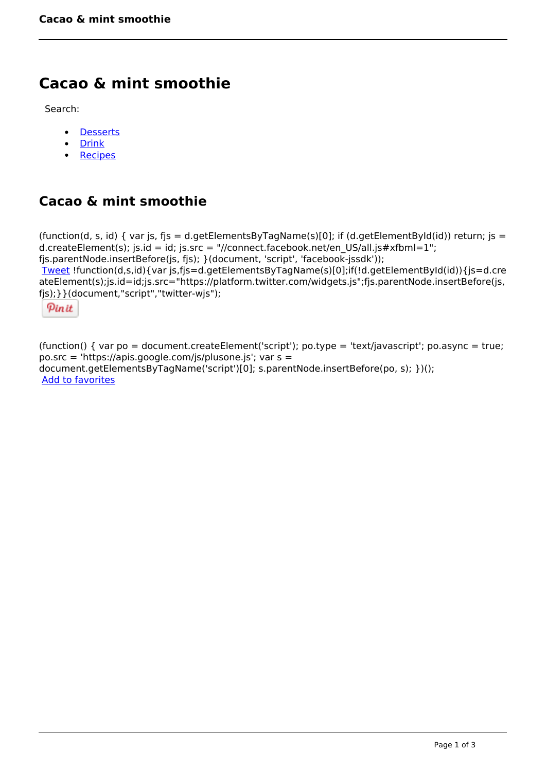# Cacao & mint smoothie

Search:

- Desserts
- Drink
- Recipes

## Cacao & mint smoothie

(function(d, s, id) { var js, fjs = d.getElementsByTagName(s)[0]; if (d.getElementById(id)) return; js = d.createElement(s); js.id = id; js.src = "//connect.facebook.net/en_US/all.js#xfbml=1"; fjs.parentNode.insertBefore(js, fjs); }(document, 'script', 'facebook-jssdk'));
Tweet !function(d,s,id){var js,fjs=d.getElementsByTagName(s)[0];if(!d.getElementById(id)){js=d.createElement(s);js.id=id;js.src="https://platform.twitter.com/widgets.js";fjs.parentNode.insertBefore(js,fjs);}}(document,"script","twitter-wjs");

Pin it

(function() { var po = document.createElement('script'); po.type = 'text/javascript'; po.async = true; po.src = 'https://apis.google.com/js/plusone.js'; var s = document.getElementsByTagName('script')[0]; s.parentNode.insertBefore(po, s); })();
Add to favorites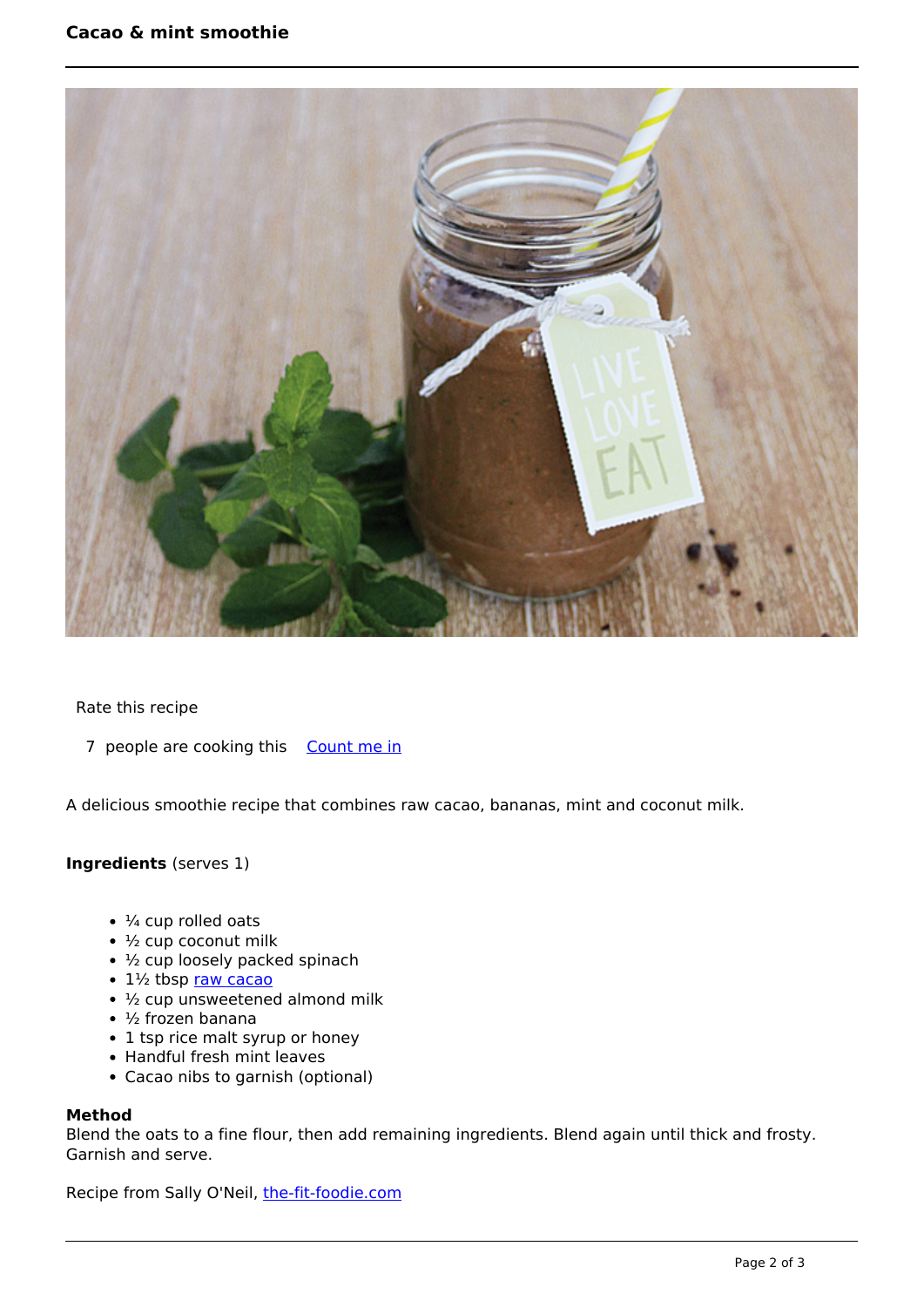# Cacao & mint smoothie

Rate this recipe

7 people are cooking this Count me in

A delicious smoothie recipe that combines raw cacao, bananas, mint and coconut milk.

**Ingredients** (serves 1)

- ¼ cup rolled oats
- ½ cup coconut milk
- ½ cup loosely packed spinach
- 1½ tbsp raw cacao
- ½ cup unsweetened almond milk
- ½ frozen banana
- 1 tsp rice malt syrup or honey
- Handful fresh mint leaves
- Cacao nibs to garnish (optional)

**Method**

Blend the oats to a fine flour, then add remaining ingredients. Blend again until thick and frosty. Garnish and serve.

Recipe from Sally O'Neil, the-fit-foodie.com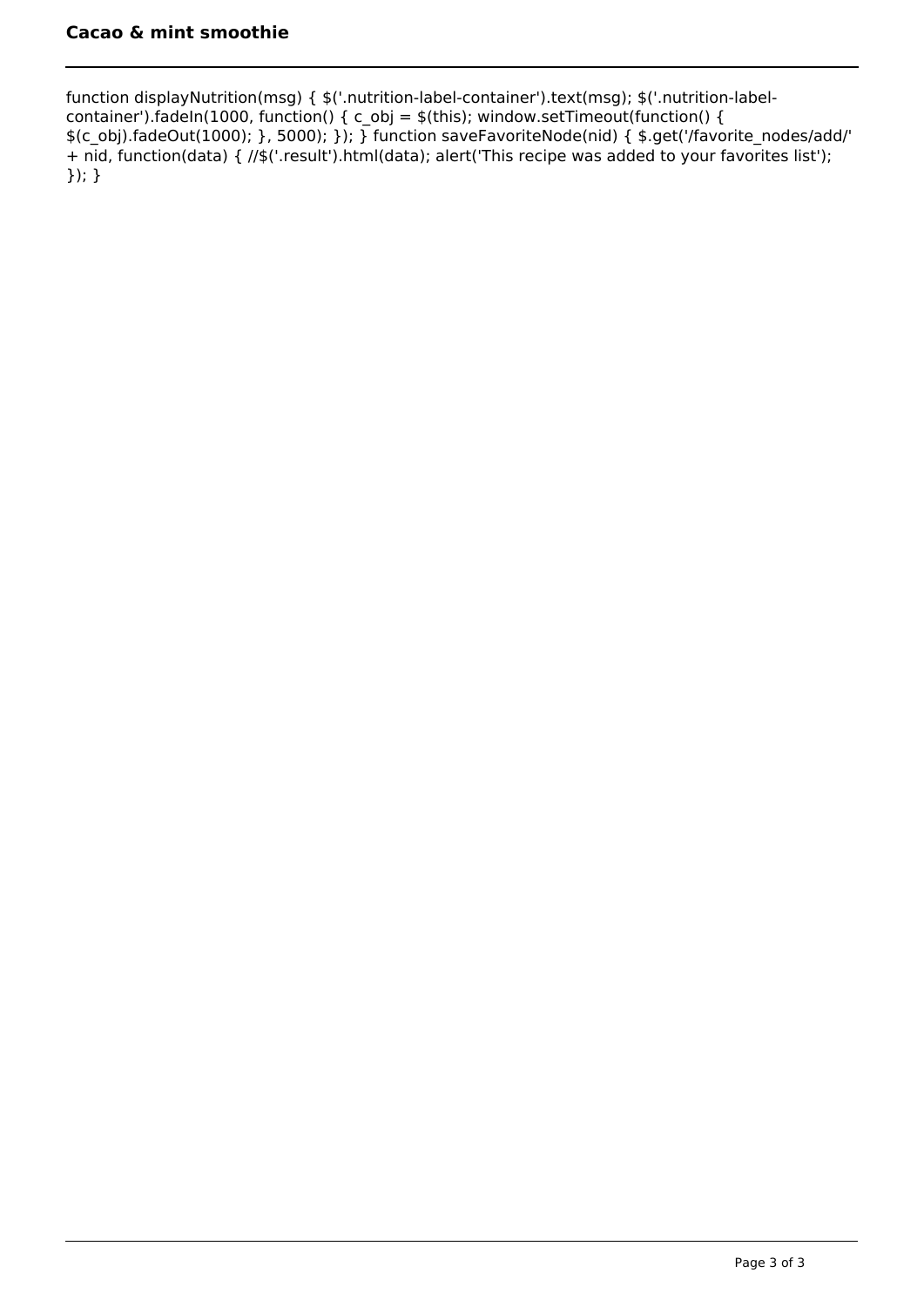```
function displayNutrition(msg) { $('.nutrition-label-container').text(msg); $('.nutrition-label-container').fadeIn(1000, function() { c_obj = $(this); window.setTimeout(function() { $(c_obj).fadeOut(1000); }, 5000); }); } function saveFavoriteNode(nid) { $.get('/favorite_nodes/add/' + nid, function(data) { //$('.result').html(data); alert('This recipe was added to your favorites list'); }); }
```